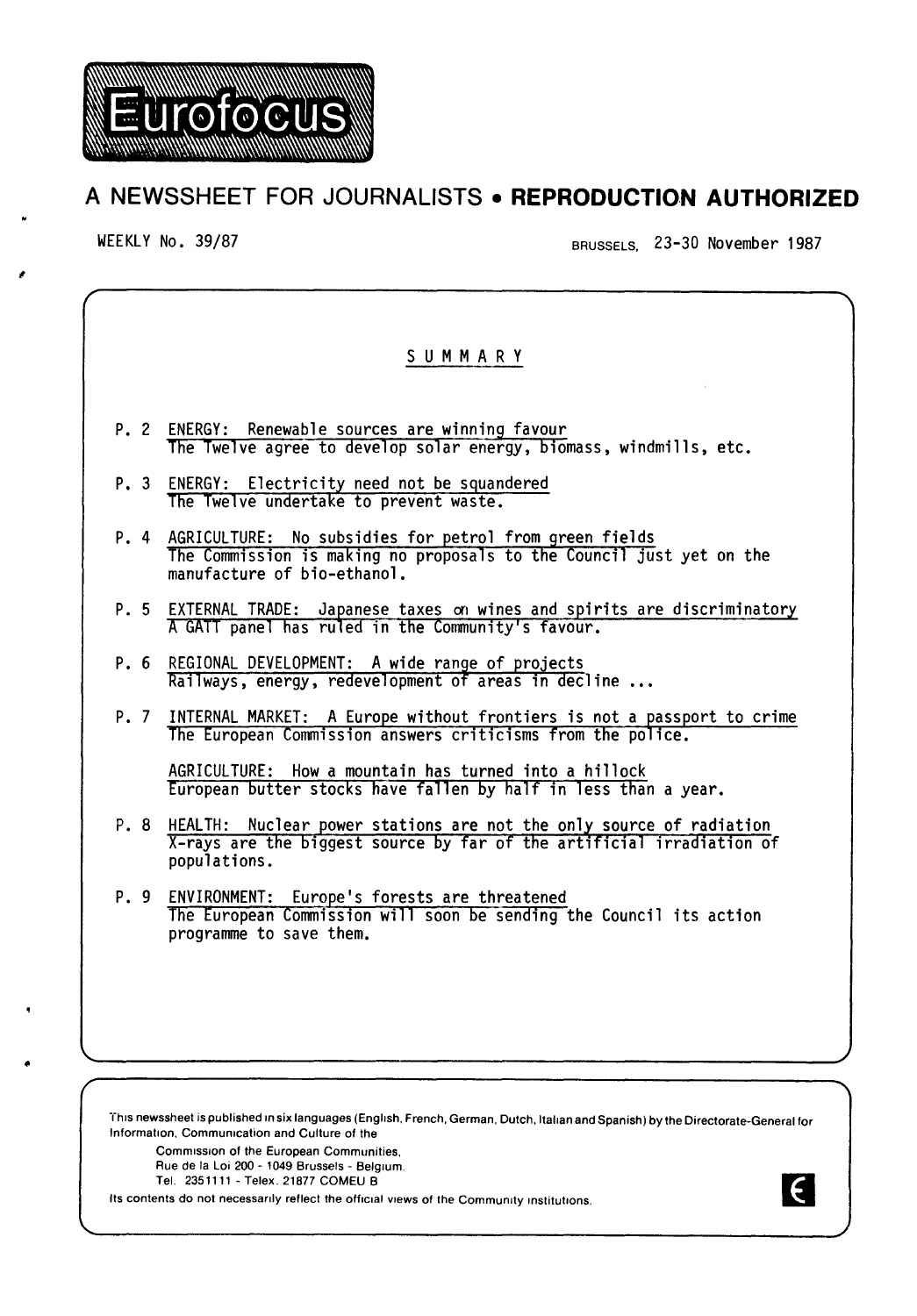# Eurofocus

## A NEWSSHEET FOR JOURNALISTS • **REPRODUCTION AUTHORIZED**

WEEKLY No. 39/87

BRUSSELS, 23-30 November 1987

### SUMMARY

P. 2 ENERGY: Renewable sources are winning favour
The Twelve agree to develop solar energy, biomass, windmills, etc.

P. 3 ENERGY: Electricity need not be squandered
The Twelve undertake to prevent waste.

P. 4 AGRICULTURE: No subsidies for petrol from green fields
The Commission is making no proposals to the Council just yet on the manufacture of bio-ethanol.

P. 5 EXTERNAL TRADE: Japanese taxes on wines and spirits are discriminatory
A GATT panel has ruled in the Community's favour.

P. 6 REGIONAL DEVELOPMENT: A wide range of projects
Railways, energy, redevelopment of areas in decline ...

P. 7 INTERNAL MARKET: A Europe without frontiers is not a passport to crime
The European Commission answers criticisms from the police.

AGRICULTURE: How a mountain has turned into a hillock
European butter stocks have fallen by half in less than a year.

P. 8 HEALTH: Nuclear power stations are not the only source of radiation
X-rays are the biggest source by far of the artificial irradiation of populations.

P. 9 ENVIRONMENT: Europe's forests are threatened
The European Commission will soon be sending the Council its action programme to save them.

This newssheet is published in six languages (English, French, German, Dutch, Italian and Spanish) by the Directorate-General for Information, Communication and Culture of the

Commission of the European Communities,
Rue de la Loi 200 - 1049 Brussels - Belgium.
Tel. 2351111 - Telex. 21877 COMEU B

Its contents do not necessarily reflect the official views of the Community institutions.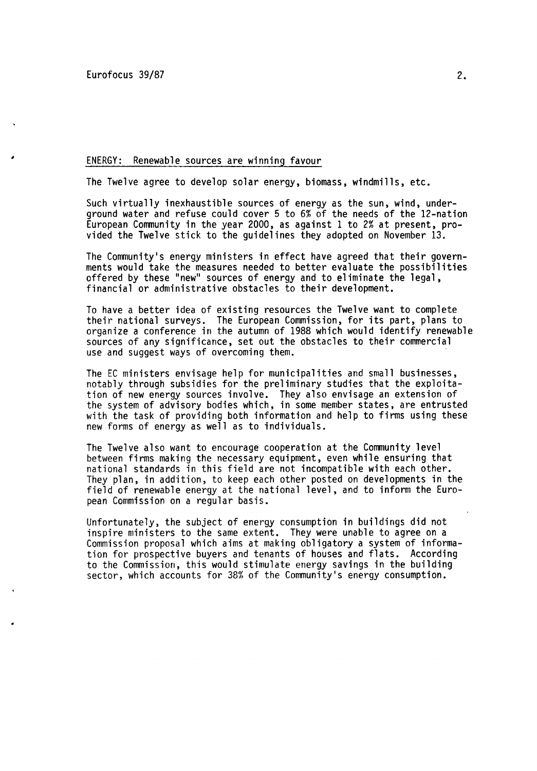## ENERGY: Renewable sources are winning favour

The Twelve agree to develop solar energy, biomass, windmills, etc.

Such virtually inexhaustible sources of energy as the sun, wind, underground water and refuse could cover 5 to 6% of the needs of the 12-nation European Community in the year 2000, as against 1 to 2% at present, provided the Twelve stick to the guidelines they adopted on November 13.

The Community's energy ministers in effect have agreed that their governments would take the measures needed to better evaluate the possibilities offered by these "new" sources of energy and to eliminate the legal, financial or administrative obstacles to their development.

To have a better idea of existing resources the Twelve want to complete their national surveys. The European Commission, for its part, plans to organize a conference in the autumn of 1988 which would identify renewable sources of any significance, set out the obstacles to their commercial use and suggest ways of overcoming them.

The EC ministers envisage help for municipalities and small businesses, notably through subsidies for the preliminary studies that the exploitation of new energy sources involve. They also envisage an extension of the system of advisory bodies which, in some member states, are entrusted with the task of providing both information and help to firms using these new forms of energy as well as to individuals.

The Twelve also want to encourage cooperation at the Community level between firms making the necessary equipment, even while ensuring that national standards in this field are not incompatible with each other. They plan, in addition, to keep each other posted on developments in the field of renewable energy at the national level, and to inform the European Commission on a regular basis.

Unfortunately, the subject of energy consumption in buildings did not inspire ministers to the same extent. They were unable to agree on a Commission proposal which aims at making obligatory a system of information for prospective buyers and tenants of houses and flats. According to the Commission, this would stimulate energy savings in the building sector, which accounts for 38% of the Community's energy consumption.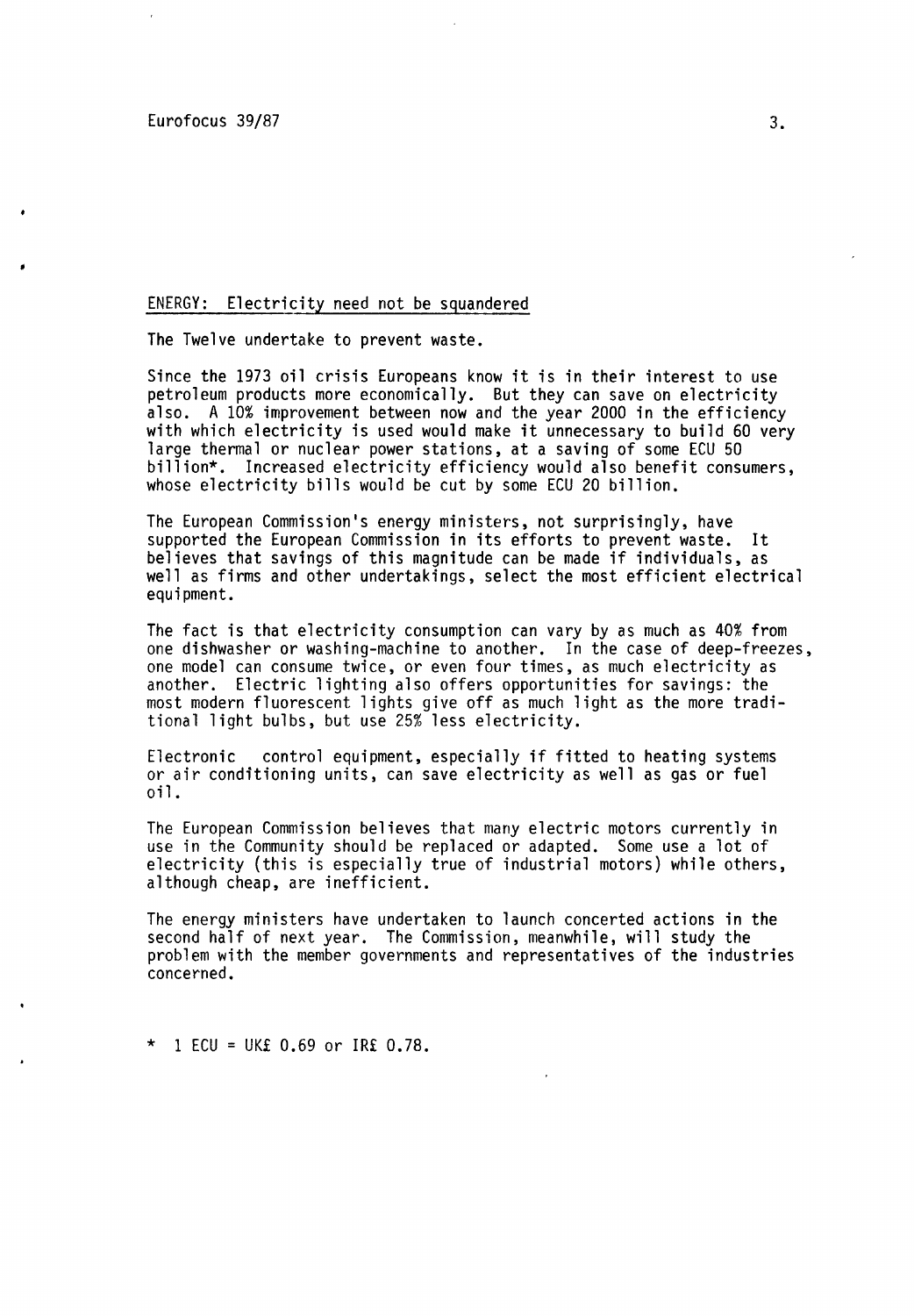## ENERGY: Electricity need not be squandered

The Twelve undertake to prevent waste.

Since the 1973 oil crisis Europeans know it is in their interest to use petroleum products more economically. But they can save on electricity also. A 10% improvement between now and the year 2000 in the efficiency with which electricity is used would make it unnecessary to build 60 very large thermal or nuclear power stations, at a saving of some ECU 50 billion*. Increased electricity efficiency would also benefit consumers, whose electricity bills would be cut by some ECU 20 billion.

The European Commission's energy ministers, not surprisingly, have supported the European Commission in its efforts to prevent waste. It believes that savings of this magnitude can be made if individuals, as well as firms and other undertakings, select the most efficient electrical equipment.

The fact is that electricity consumption can vary by as much as 40% from one dishwasher or washing-machine to another. In the case of deep-freezes, one model can consume twice, or even four times, as much electricity as another. Electric lighting also offers opportunities for savings: the most modern fluorescent lights give off as much light as the more traditional light bulbs, but use 25% less electricity.

Electronic control equipment, especially if fitted to heating systems or air conditioning units, can save electricity as well as gas or fuel oil.

The European Commission believes that many electric motors currently in use in the Community should be replaced or adapted. Some use a lot of electricity (this is especially true of industrial motors) while others, although cheap, are inefficient.

The energy ministers have undertaken to launch concerted actions in the second half of next year. The Commission, meanwhile, will study the problem with the member governments and representatives of the industries concerned.

* 1 ECU = UK£ 0.69 or IR£ 0.78.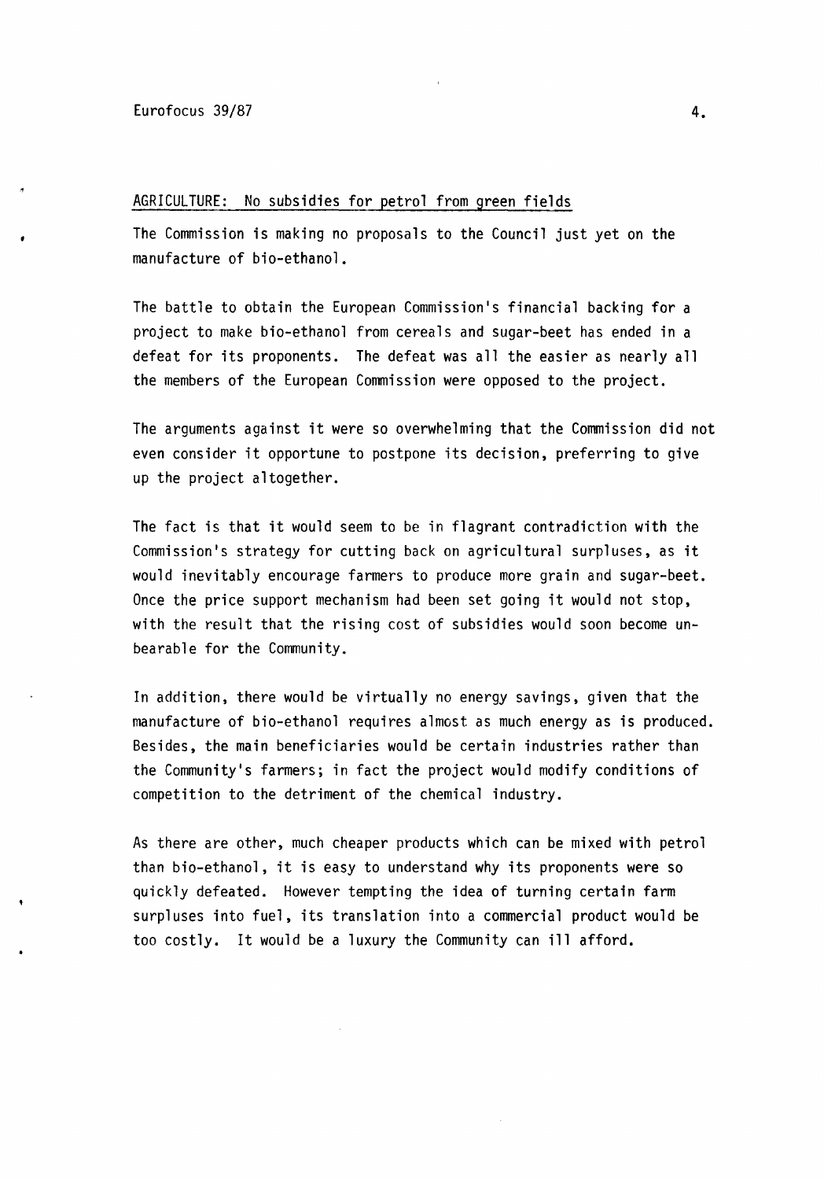## AGRICULTURE: No subsidies for petrol from green fields

The Commission is making no proposals to the Council just yet on the manufacture of bio-ethanol.

The battle to obtain the European Commission's financial backing for a project to make bio-ethanol from cereals and sugar-beet has ended in a defeat for its proponents. The defeat was all the easier as nearly all the members of the European Commission were opposed to the project.

The arguments against it were so overwhelming that the Commission did not even consider it opportune to postpone its decision, preferring to give up the project altogether.

The fact is that it would seem to be in flagrant contradiction with the Commission's strategy for cutting back on agricultural surpluses, as it would inevitably encourage farmers to produce more grain and sugar-beet. Once the price support mechanism had been set going it would not stop, with the result that the rising cost of subsidies would soon become unbearable for the Community.

In addition, there would be virtually no energy savings, given that the manufacture of bio-ethanol requires almost as much energy as is produced. Besides, the main beneficiaries would be certain industries rather than the Community's farmers; in fact the project would modify conditions of competition to the detriment of the chemical industry.

As there are other, much cheaper products which can be mixed with petrol than bio-ethanol, it is easy to understand why its proponents were so quickly defeated. However tempting the idea of turning certain farm surpluses into fuel, its translation into a commercial product would be too costly. It would be a luxury the Community can ill afford.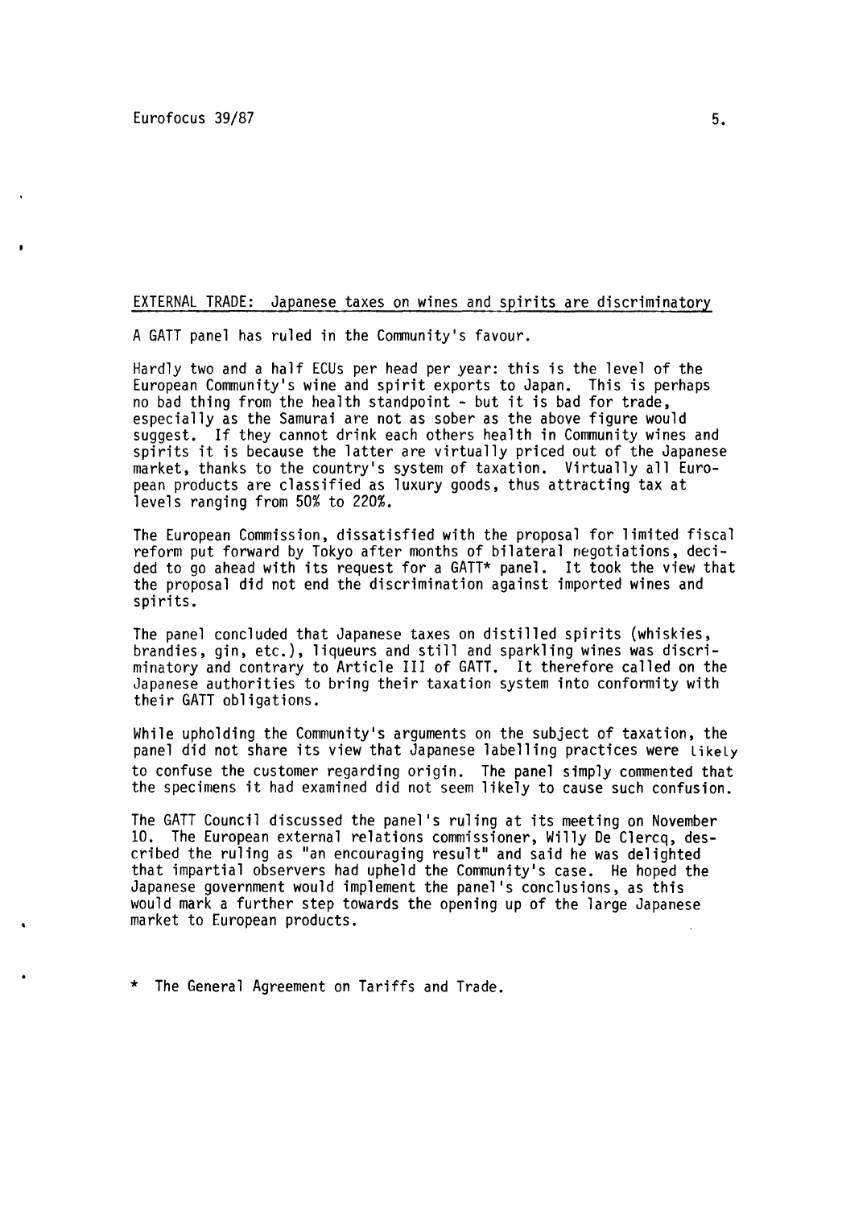## EXTERNAL TRADE: Japanese taxes on wines and spirits are discriminatory

A GATT panel has ruled in the Community's favour.

Hardly two and a half ECUs per head per year: this is the level of the European Community's wine and spirit exports to Japan. This is perhaps no bad thing from the health standpoint - but it is bad for trade, especially as the Samurai are not as sober as the above figure would suggest. If they cannot drink each others health in Community wines and spirits it is because the latter are virtually priced out of the Japanese market, thanks to the country's system of taxation. Virtually all European products are classified as luxury goods, thus attracting tax at levels ranging from 50% to 220%.

The European Commission, dissatisfied with the proposal for limited fiscal reform put forward by Tokyo after months of bilateral negotiations, decided to go ahead with its request for a GATT* panel. It took the view that the proposal did not end the discrimination against imported wines and spirits.

The panel concluded that Japanese taxes on distilled spirits (whiskies, brandies, gin, etc.), liqueurs and still and sparkling wines was discriminatory and contrary to Article III of GATT. It therefore called on the Japanese authorities to bring their taxation system into conformity with their GATT obligations.

While upholding the Community's arguments on the subject of taxation, the panel did not share its view that Japanese labelling practices were likely to confuse the customer regarding origin. The panel simply commented that the specimens it had examined did not seem likely to cause such confusion.

The GATT Council discussed the panel's ruling at its meeting on November 10. The European external relations commissioner, Willy De Clercq, described the ruling as "an encouraging result" and said he was delighted that impartial observers had upheld the Community's case. He hoped the Japanese government would implement the panel's conclusions, as this would mark a further step towards the opening up of the large Japanese market to European products.

\* The General Agreement on Tariffs and Trade.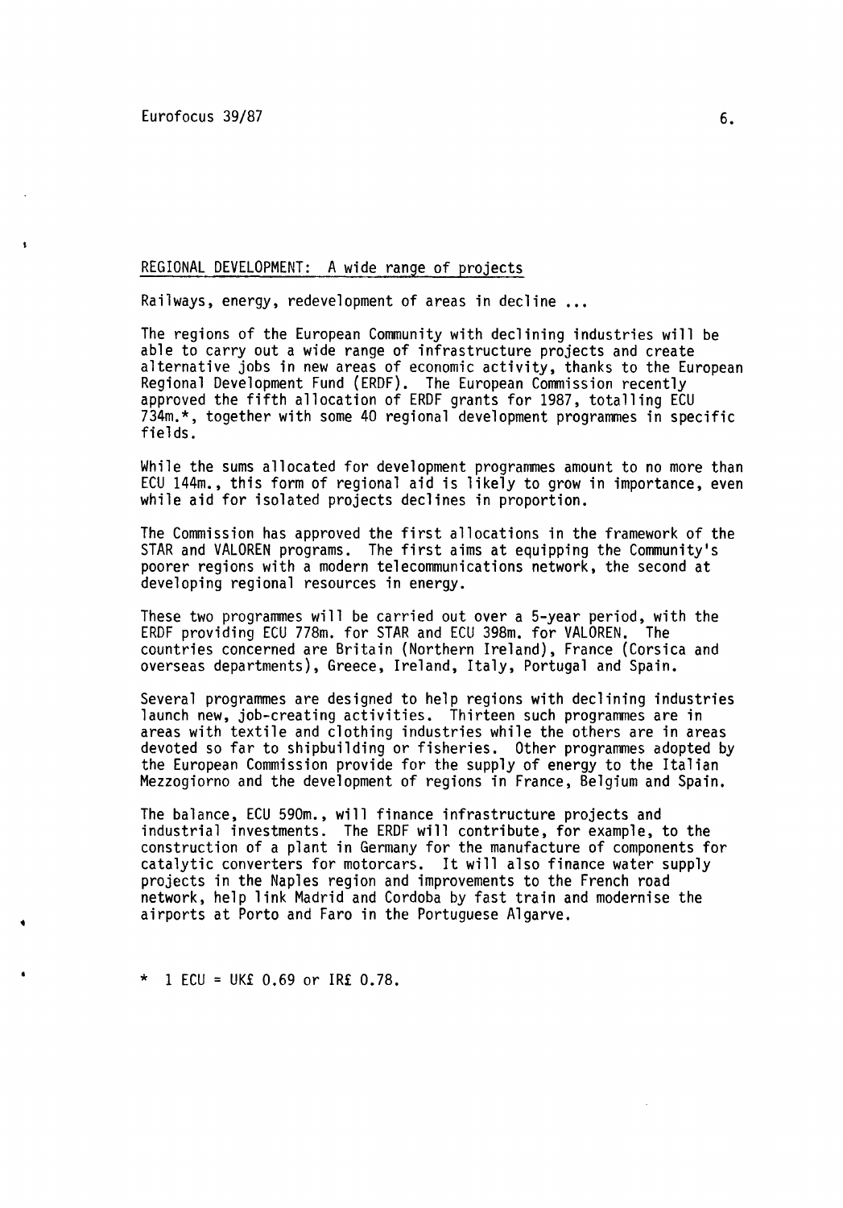## REGIONAL DEVELOPMENT: A wide range of projects

Railways, energy, redevelopment of areas in decline ...

The regions of the European Community with declining industries will be able to carry out a wide range of infrastructure projects and create alternative jobs in new areas of economic activity, thanks to the European Regional Development Fund (ERDF). The European Commission recently approved the fifth allocation of ERDF grants for 1987, totalling ECU 734m.*, together with some 40 regional development programmes in specific fields.

While the sums allocated for development programmes amount to no more than ECU 144m., this form of regional aid is likely to grow in importance, even while aid for isolated projects declines in proportion.

The Commission has approved the first allocations in the framework of the STAR and VALOREN programs. The first aims at equipping the Community's poorer regions with a modern telecommunications network, the second at developing regional resources in energy.

These two programmes will be carried out over a 5-year period, with the ERDF providing ECU 778m. for STAR and ECU 398m. for VALOREN. The countries concerned are Britain (Northern Ireland), France (Corsica and overseas departments), Greece, Ireland, Italy, Portugal and Spain.

Several programmes are designed to help regions with declining industries launch new, job-creating activities. Thirteen such programmes are in areas with textile and clothing industries while the others are in areas devoted so far to shipbuilding or fisheries. Other programmes adopted by the European Commission provide for the supply of energy to the Italian Mezzogiorno and the development of regions in France, Belgium and Spain.

The balance, ECU 590m., will finance infrastructure projects and industrial investments. The ERDF will contribute, for example, to the construction of a plant in Germany for the manufacture of components for catalytic converters for motorcars. It will also finance water supply projects in the Naples region and improvements to the French road network, help link Madrid and Cordoba by fast train and modernise the airports at Porto and Faro in the Portuguese Algarve.

\* 1 ECU = UK£ 0.69 or IR£ 0.78.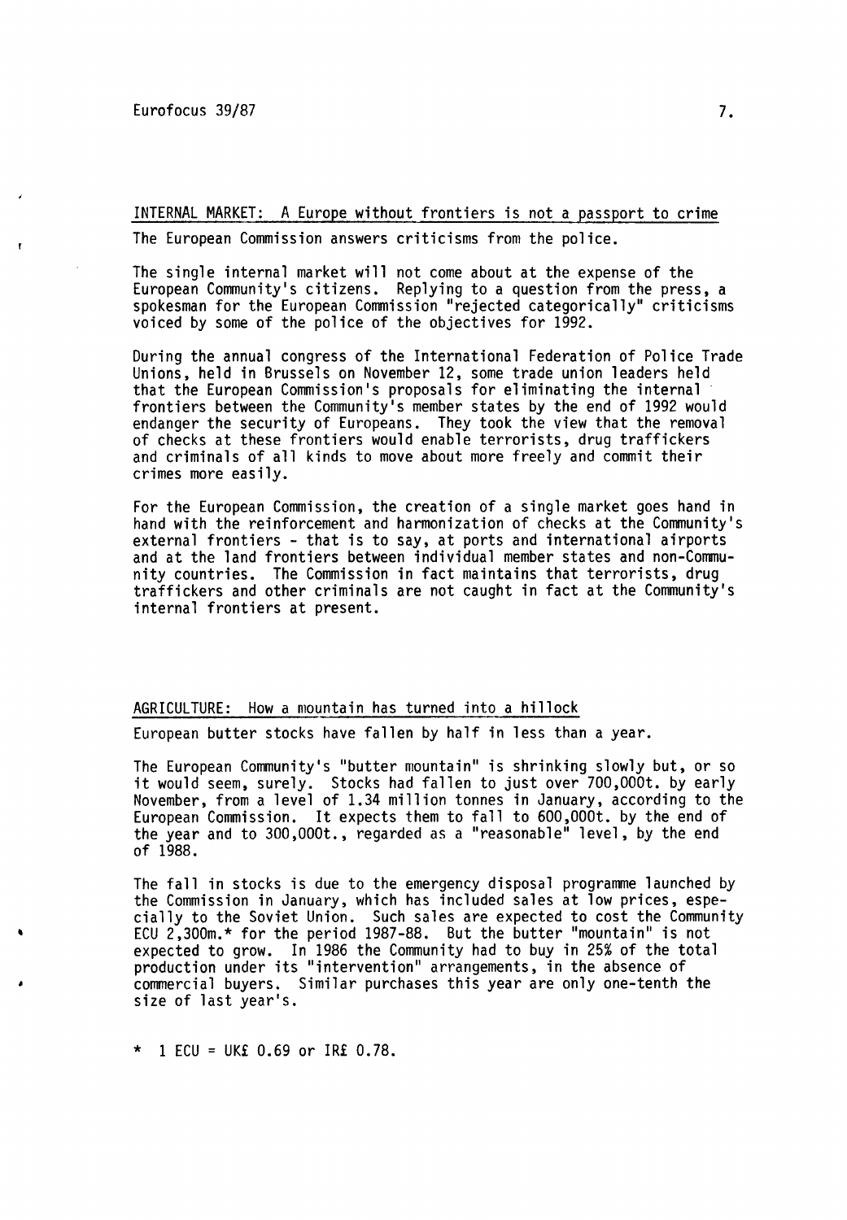## INTERNAL MARKET: A Europe without frontiers is not a passport to crime

The European Commission answers criticisms from the police.

The single internal market will not come about at the expense of the European Community's citizens. Replying to a question from the press, a spokesman for the European Commission "rejected categorically" criticisms voiced by some of the police of the objectives for 1992.

During the annual congress of the International Federation of Police Trade Unions, held in Brussels on November 12, some trade union leaders held that the European Commission's proposals for eliminating the internal frontiers between the Community's member states by the end of 1992 would endanger the security of Europeans. They took the view that the removal of checks at these frontiers would enable terrorists, drug traffickers and criminals of all kinds to move about more freely and commit their crimes more easily.

For the European Commission, the creation of a single market goes hand in hand with the reinforcement and harmonization of checks at the Community's external frontiers - that is to say, at ports and international airports and at the land frontiers between individual member states and non-Community countries. The Commission in fact maintains that terrorists, drug traffickers and other criminals are not caught in fact at the Community's internal frontiers at present.

## AGRICULTURE: How a mountain has turned into a hillock

European butter stocks have fallen by half in less than a year.

The European Community's "butter mountain" is shrinking slowly but, or so it would seem, surely. Stocks had fallen to just over 700,000t. by early November, from a level of 1.34 million tonnes in January, according to the European Commission. It expects them to fall to 600,000t. by the end of the year and to 300,000t., regarded as a "reasonable" level, by the end of 1988.

The fall in stocks is due to the emergency disposal programme launched by the Commission in January, which has included sales at low prices, especially to the Soviet Union. Such sales are expected to cost the Community ECU 2,300m.* for the period 1987-88. But the butter "mountain" is not expected to grow. In 1986 the Community had to buy in 25% of the total production under its "intervention" arrangements, in the absence of commercial buyers. Similar purchases this year are only one-tenth the size of last year's.

\* 1 ECU = UK£ 0.69 or IR£ 0.78.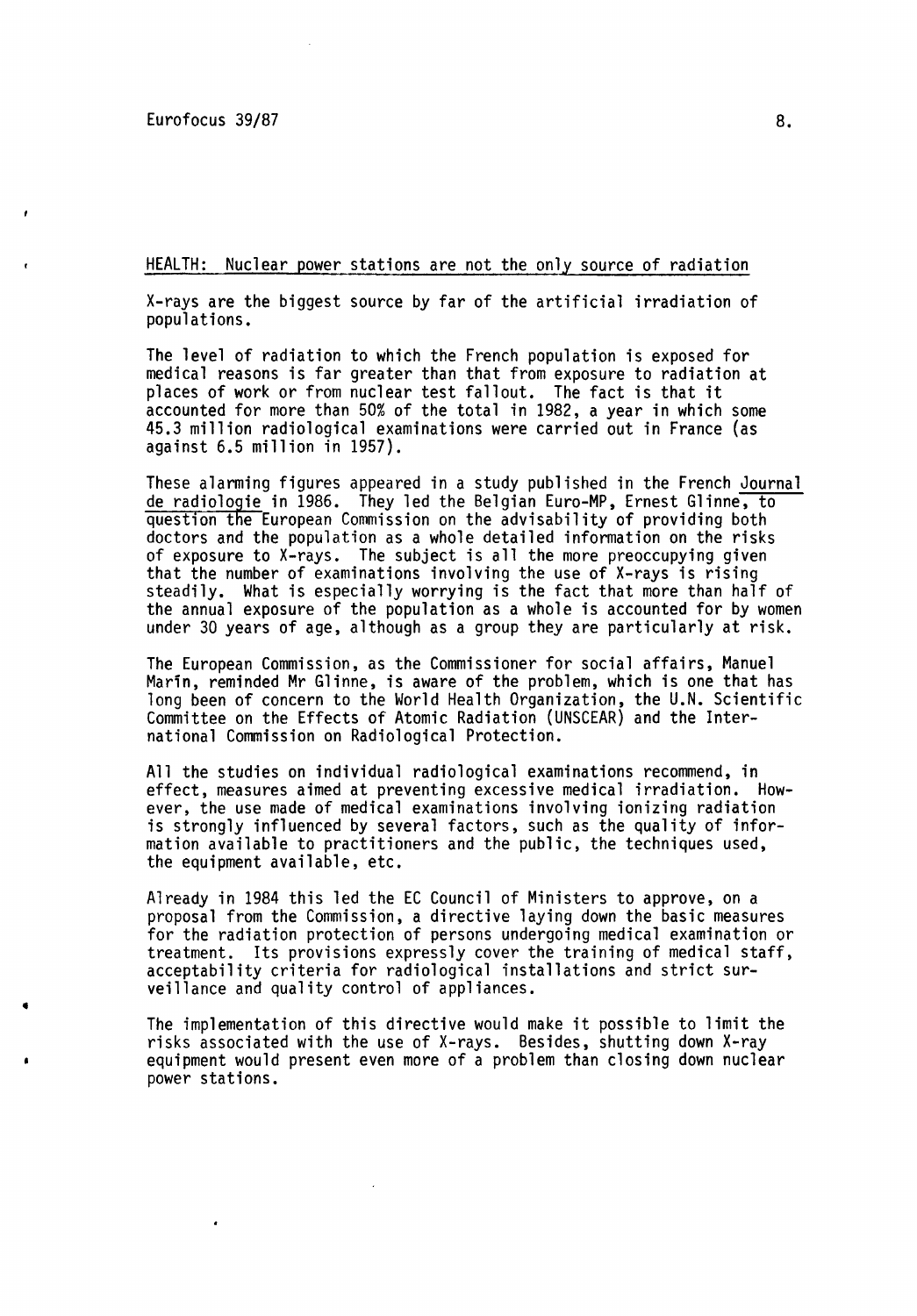## HEALTH: Nuclear power stations are not the only source of radiation

X-rays are the biggest source by far of the artificial irradiation of populations.

The level of radiation to which the French population is exposed for medical reasons is far greater than that from exposure to radiation at places of work or from nuclear test fallout. The fact is that it accounted for more than 50% of the total in 1982, a year in which some 45.3 million radiological examinations were carried out in France (as against 6.5 million in 1957).

These alarming figures appeared in a study published in the French Journal de radiologie in 1986. They led the Belgian Euro-MP, Ernest Glinne, to question the European Commission on the advisability of providing both doctors and the population as a whole detailed information on the risks of exposure to X-rays. The subject is all the more preoccupying given that the number of examinations involving the use of X-rays is rising steadily. What is especially worrying is the fact that more than half of the annual exposure of the population as a whole is accounted for by women under 30 years of age, although as a group they are particularly at risk.

The European Commission, as the Commissioner for social affairs, Manuel Marín, reminded Mr Glinne, is aware of the problem, which is one that has long been of concern to the World Health Organization, the U.N. Scientific Committee on the Effects of Atomic Radiation (UNSCEAR) and the International Commission on Radiological Protection.

All the studies on individual radiological examinations recommend, in effect, measures aimed at preventing excessive medical irradiation. However, the use made of medical examinations involving ionizing radiation is strongly influenced by several factors, such as the quality of information available to practitioners and the public, the techniques used, the equipment available, etc.

Already in 1984 this led the EC Council of Ministers to approve, on a proposal from the Commission, a directive laying down the basic measures for the radiation protection of persons undergoing medical examination or treatment. Its provisions expressly cover the training of medical staff, acceptability criteria for radiological installations and strict surveillance and quality control of appliances.

The implementation of this directive would make it possible to limit the risks associated with the use of X-rays. Besides, shutting down X-ray equipment would present even more of a problem than closing down nuclear power stations.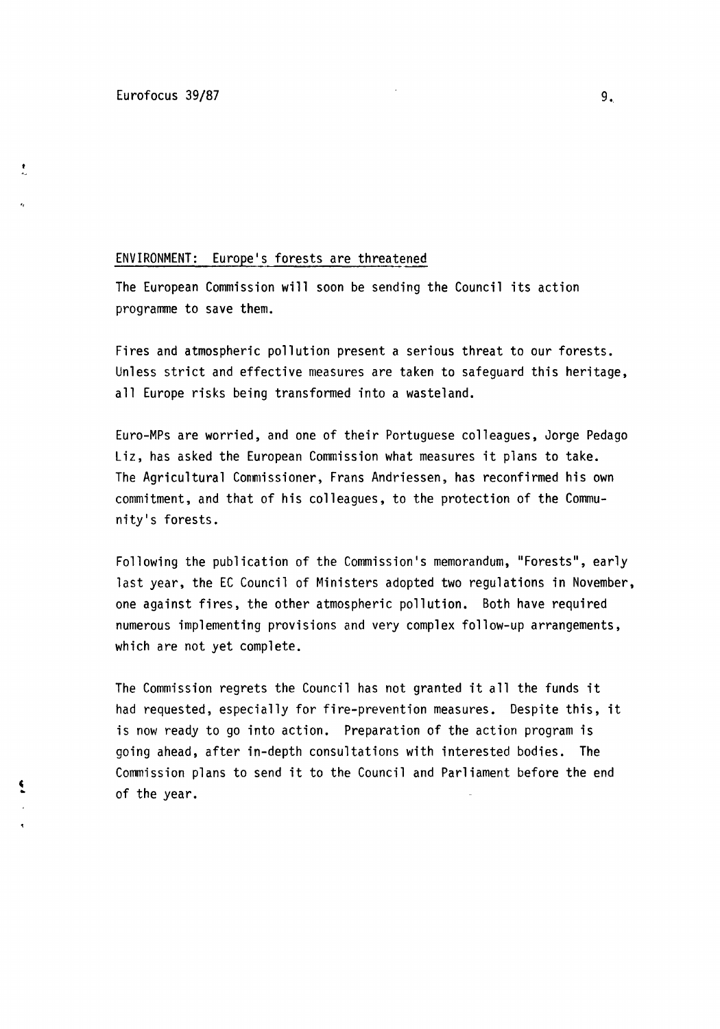## ENVIRONMENT: Europe's forests are threatened

The European Commission will soon be sending the Council its action programme to save them.

Fires and atmospheric pollution present a serious threat to our forests. Unless strict and effective measures are taken to safeguard this heritage, all Europe risks being transformed into a wasteland.

Euro-MPs are worried, and one of their Portuguese colleagues, Jorge Pedago Liz, has asked the European Commission what measures it plans to take. The Agricultural Commissioner, Frans Andriessen, has reconfirmed his own commitment, and that of his colleagues, to the protection of the Community's forests.

Following the publication of the Commission's memorandum, "Forests", early last year, the EC Council of Ministers adopted two regulations in November, one against fires, the other atmospheric pollution. Both have required numerous implementing provisions and very complex follow-up arrangements, which are not yet complete.

The Commission regrets the Council has not granted it all the funds it had requested, especially for fire-prevention measures. Despite this, it is now ready to go into action. Preparation of the action program is going ahead, after in-depth consultations with interested bodies. The Commission plans to send it to the Council and Parliament before the end of the year.